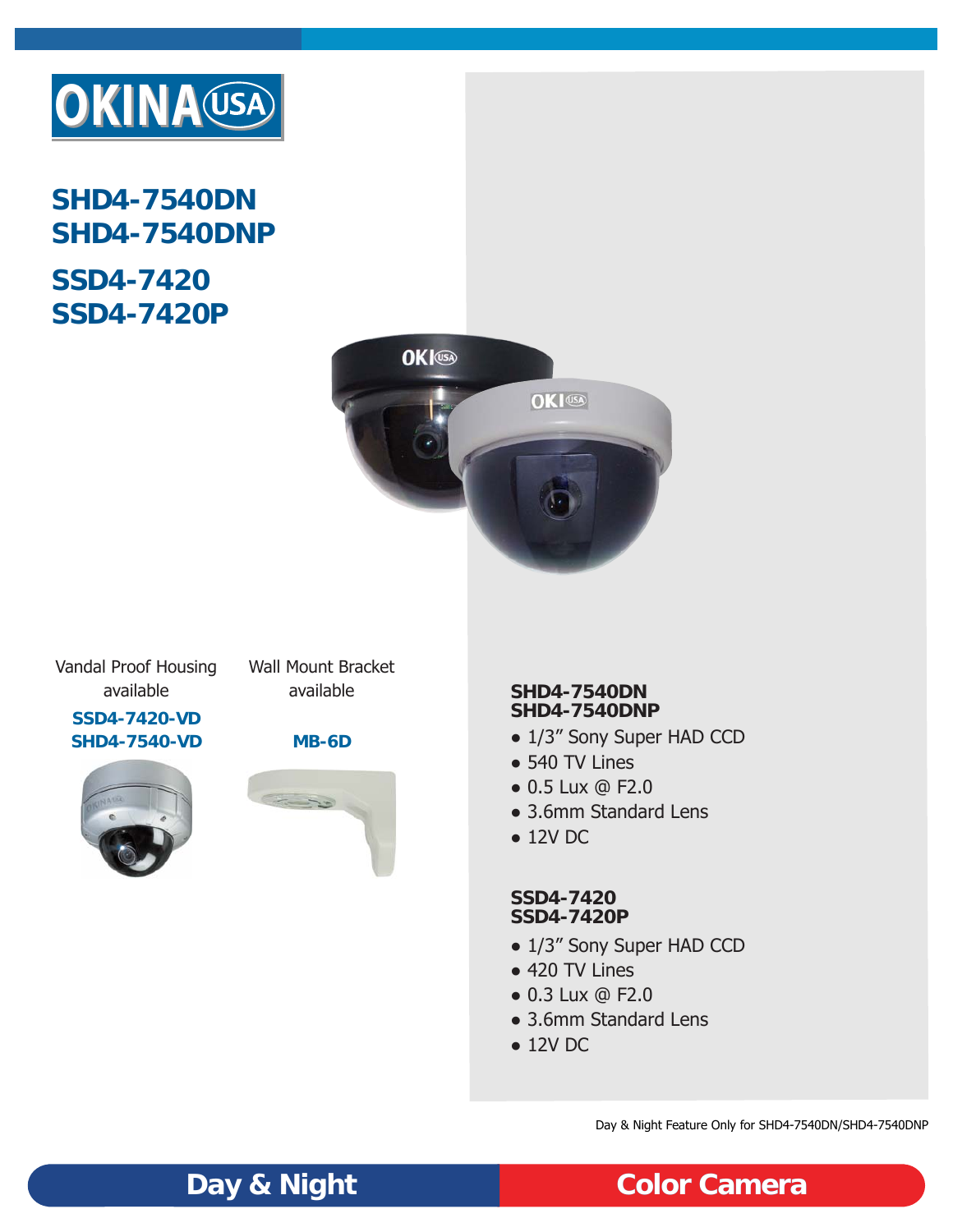OKINA USA

# SHD4-7540DN
# SHD4-7540DNP

# SSD4-7420
# SSD4-7420P

Vandal Proof Housing available

**SSD4-7420-VD**
**SHD4-7540-VD**

Wall Mount Bracket available

**MB-6D**

### SHD4-7540DN
### SHD4-7540DNP

- 1/3” Sony Super HAD CCD
- 540 TV Lines
- 0.5 Lux @ F2.0
- 3.6mm Standard Lens
- 12V DC

### SSD4-7420
### SSD4-7420P

- 1/3” Sony Super HAD CCD
- 420 TV Lines
- 0.3 Lux @ F2.0
- 3.6mm Standard Lens
- 12V DC

Day & Night Feature Only for SHD4-7540DN/SHD4-7540DNP

**Day & Night** **Color Camera**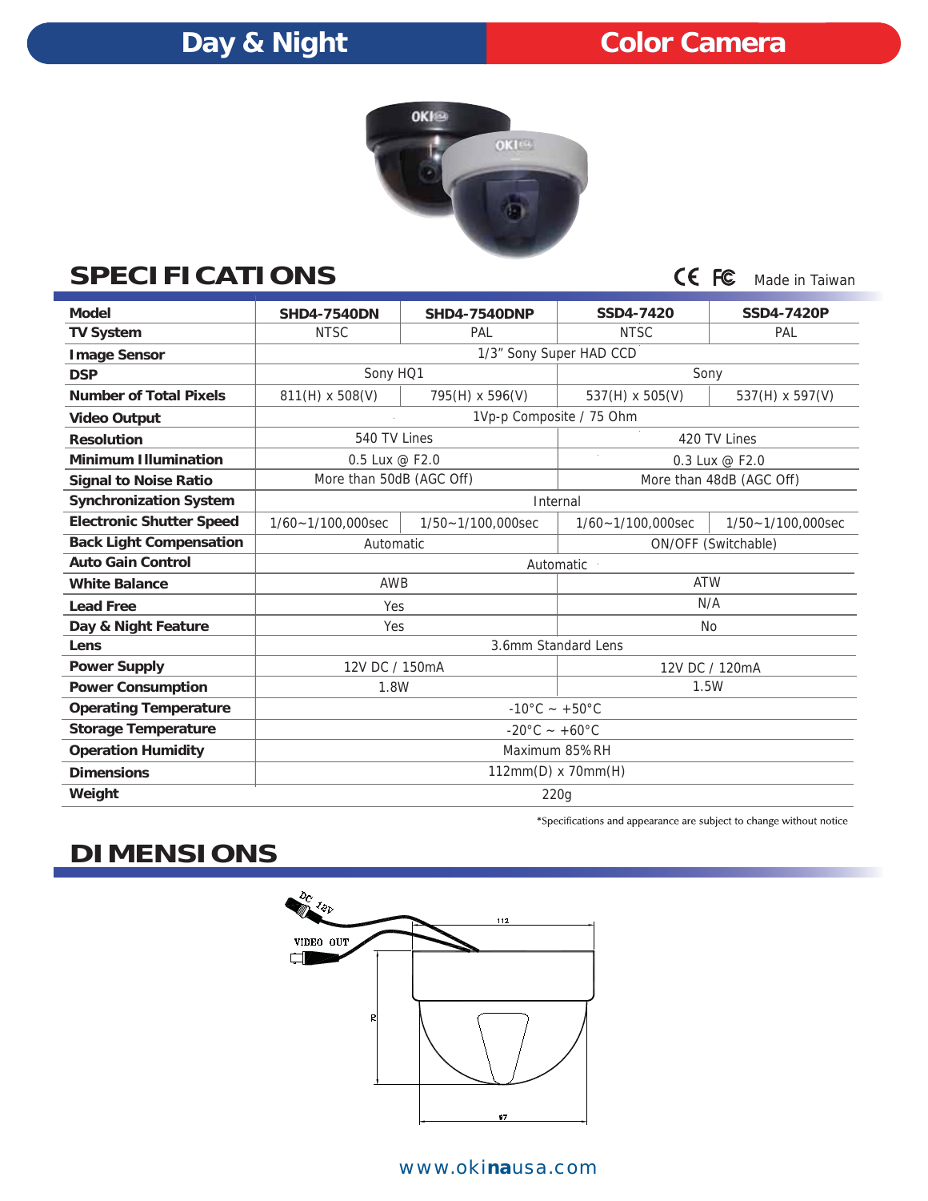# Day & Night Color Camera

## SPECIFICATIONS

CE FC Made in Taiwan

| Model | SHD4-7540DN | SHD4-7540DNP | SSD4-7420 | SSD4-7420P |
|---|---|---|---|---|
| TV System | NTSC | PAL | NTSC | PAL |
| Image Sensor | 1/3" Sony Super HAD CCD | | | |
| DSP | Sony HQ1 | | Sony | |
| Number of Total Pixels | 811(H) x 508(V) | 795(H) x 596(V) | 537(H) x 505(V) | 537(H) x 597(V) |
| Video Output | 1Vp-p Composite / 75 Ohm | | | |
| Resolution | 540 TV Lines | | 420 TV Lines | |
| Minimum Illumination | 0.5 Lux @ F2.0 | | 0.3 Lux @ F2.0 | |
| Signal to Noise Ratio | More than 50dB (AGC Off) | | More than 48dB (AGC Off) | |
| Synchronization System | Internal | | | |
| Electronic Shutter Speed | 1/60~1/100,000sec | 1/50~1/100,000sec | 1/60~1/100,000sec | 1/50~1/100,000sec |
| Back Light Compensation | Automatic | | ON/OFF (Switchable) | |
| Auto Gain Control | Automatic | | | |
| White Balance | AWB | | ATW | |
| Lead Free | Yes | | N/A | |
| Day & Night Feature | Yes | | No | |
| Lens | 3.6mm Standard Lens | | | |
| Power Supply | 12V DC / 150mA | | 12V DC / 120mA | |
| Power Consumption | 1.8W | | 1.5W | |
| Operating Temperature | -10°C ~ +50°C | | | |
| Storage Temperature | -20°C ~ +60°C | | | |
| Operation Humidity | Maximum 85% RH | | | |
| Dimensions | 112mm(D) x 70mm(H) | | | |
| Weight | 220g | | | |

*Specifications and appearance are subject to change without notice

## DIMENSIONS

DC 12V

VIDEO OUT

112

70

97

www.okinausa.com